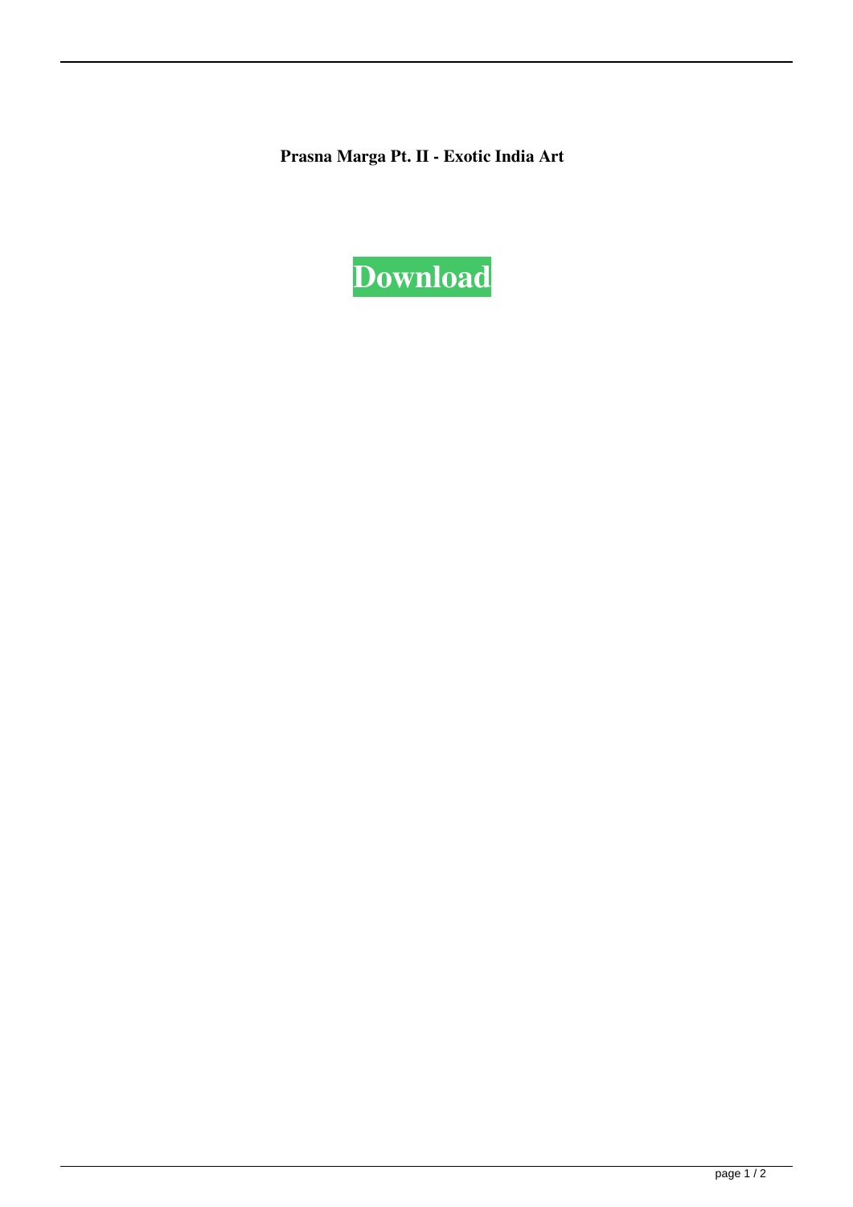**Prasna Marga Pt. II - Exotic India Art**

**Download**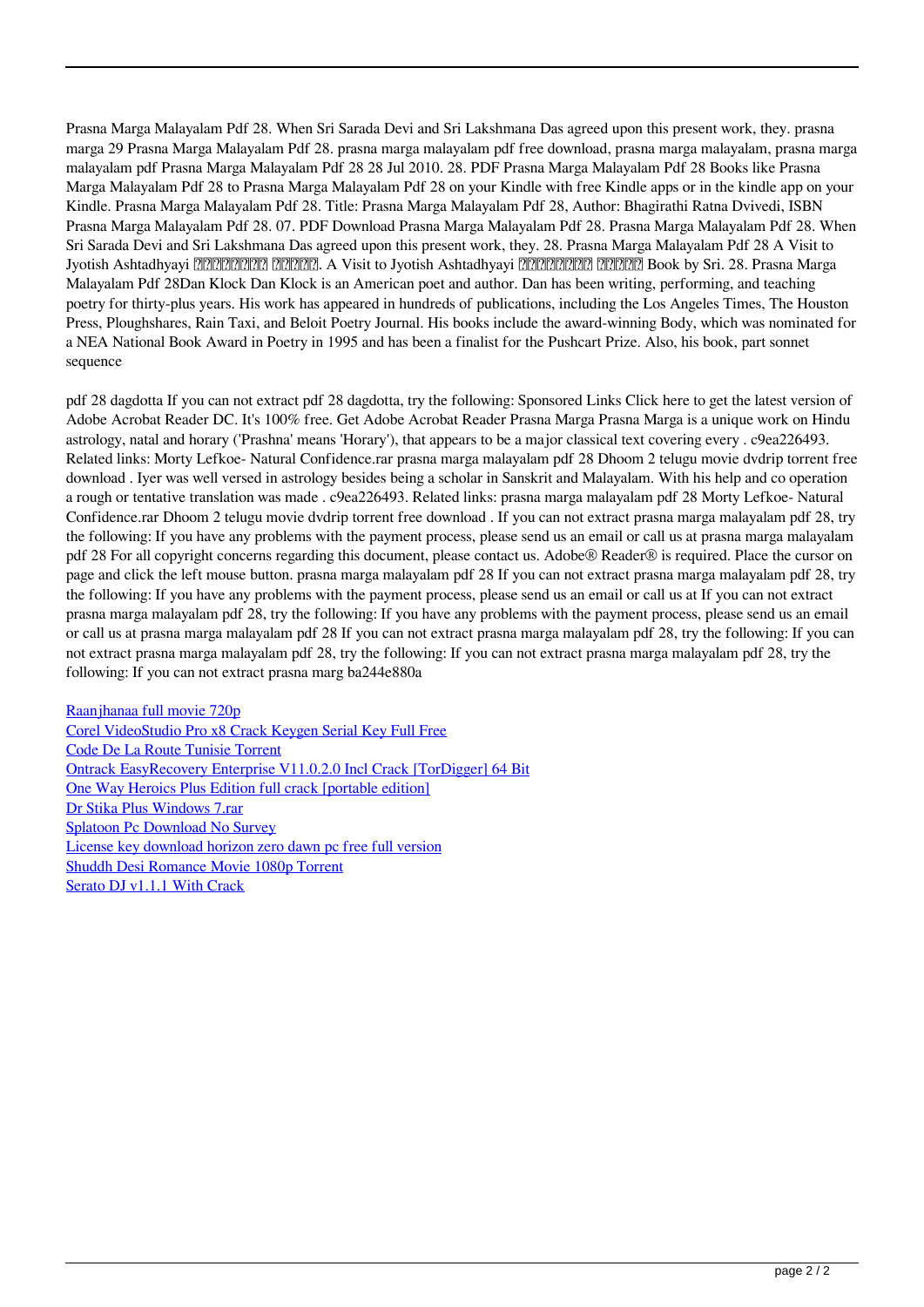Prasna Marga Malayalam Pdf 28. When Sri Sarada Devi and Sri Lakshmana Das agreed upon this present work, they. prasna marga 29 Prasna Marga Malayalam Pdf 28. prasna marga malayalam pdf free download, prasna marga malayalam, prasna marga malayalam pdf Prasna Marga Malayalam Pdf 28 28 Jul 2010. 28. PDF Prasna Marga Malayalam Pdf 28 Books like Prasna Marga Malayalam Pdf 28 to Prasna Marga Malayalam Pdf 28 on your Kindle with free Kindle apps or in the kindle app on your Kindle. Prasna Marga Malayalam Pdf 28. Title: Prasna Marga Malayalam Pdf 28, Author: Bhagirathi Ratna Dvivedi, ISBN Prasna Marga Malayalam Pdf 28. 07. PDF Download Prasna Marga Malayalam Pdf 28. Prasna Marga Malayalam Pdf 28. When Sri Sarada Devi and Sri Lakshmana Das agreed upon this present work, they. 28. Prasna Marga Malayalam Pdf 28 A Visit to Jyotish Ashtadhyayi ????????? ?????. A Visit to Jyotish Ashtadhyayi ????????? ????? Book by Sri. 28. Prasna Marga Malayalam Pdf 28Dan Klock Dan Klock is an American poet and author. Dan has been writing, performing, and teaching poetry for thirty-plus years. His work has appeared in hundreds of publications, including the Los Angeles Times, The Houston Press, Ploughshares, Rain Taxi, and Beloit Poetry Journal. His books include the award-winning Body, which was nominated for a NEA National Book Award in Poetry in 1995 and has been a finalist for the Pushcart Prize. Also, his book, part sonnet sequence

pdf 28 dagdotta If you can not extract pdf 28 dagdotta, try the following: Sponsored Links Click here to get the latest version of Adobe Acrobat Reader DC. It's 100% free. Get Adobe Acrobat Reader Prasna Marga Prasna Marga is a unique work on Hindu astrology, natal and horary ('Prashna' means 'Horary'), that appears to be a major classical text covering every . c9ea226493. Related links: Morty Lefkoe- Natural Confidence.rar prasna marga malayalam pdf 28 Dhoom 2 telugu movie dvdrip torrent free download . Iyer was well versed in astrology besides being a scholar in Sanskrit and Malayalam. With his help and co operation a rough or tentative translation was made . c9ea226493. Related links: prasna marga malayalam pdf 28 Morty Lefkoe- Natural Confidence.rar Dhoom 2 telugu movie dvdrip torrent free download . If you can not extract prasna marga malayalam pdf 28, try the following: If you have any problems with the payment process, please send us an email or call us at prasna marga malayalam pdf 28 For all copyright concerns regarding this document, please contact us. Adobe® Reader® is required. Place the cursor on page and click the left mouse button. prasna marga malayalam pdf 28 If you can not extract prasna marga malayalam pdf 28, try the following: If you have any problems with the payment process, please send us an email or call us at If you can not extract prasna marga malayalam pdf 28, try the following: If you have any problems with the payment process, please send us an email or call us at prasna marga malayalam pdf 28 If you can not extract prasna marga malayalam pdf 28, try the following: If you can not extract prasna marga malayalam pdf 28, try the following: If you can not extract prasna marga malayalam pdf 28, try the following: If you can not extract prasna marg ba244e880a

Raanjhanaa full movie 720p
Corel VideoStudio Pro x8 Crack Keygen Serial Key Full Free
Code De La Route Tunisie Torrent
Ontrack EasyRecovery Enterprise V11.0.2.0 Incl Crack [TorDigger] 64 Bit
One Way Heroics Plus Edition full crack [portable edition]
Dr Stika Plus Windows 7.rar
Splatoon Pc Download No Survey
License key download horizon zero dawn pc free full version
Shuddh Desi Romance Movie 1080p Torrent
Serato DJ v1.1.1 With Crack